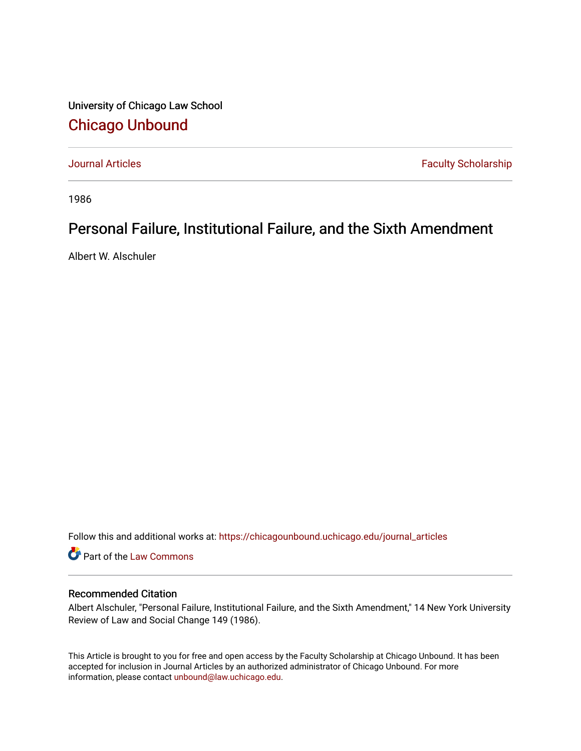University of Chicago Law School

# Chicago Unbound

Journal Articles | Faculty Scholarship

1986

# Personal Failure, Institutional Failure, and the Sixth Amendment

Albert W. Alschuler

Follow this and additional works at: https://chicagounbound.uchicago.edu/journal_articles

Part of the Law Commons

## Recommended Citation

Albert Alschuler, "Personal Failure, Institutional Failure, and the Sixth Amendment," 14 New York University Review of Law and Social Change 149 (1986).

This Article is brought to you for free and open access by the Faculty Scholarship at Chicago Unbound. It has been accepted for inclusion in Journal Articles by an authorized administrator of Chicago Unbound. For more information, please contact unbound@law.uchicago.edu.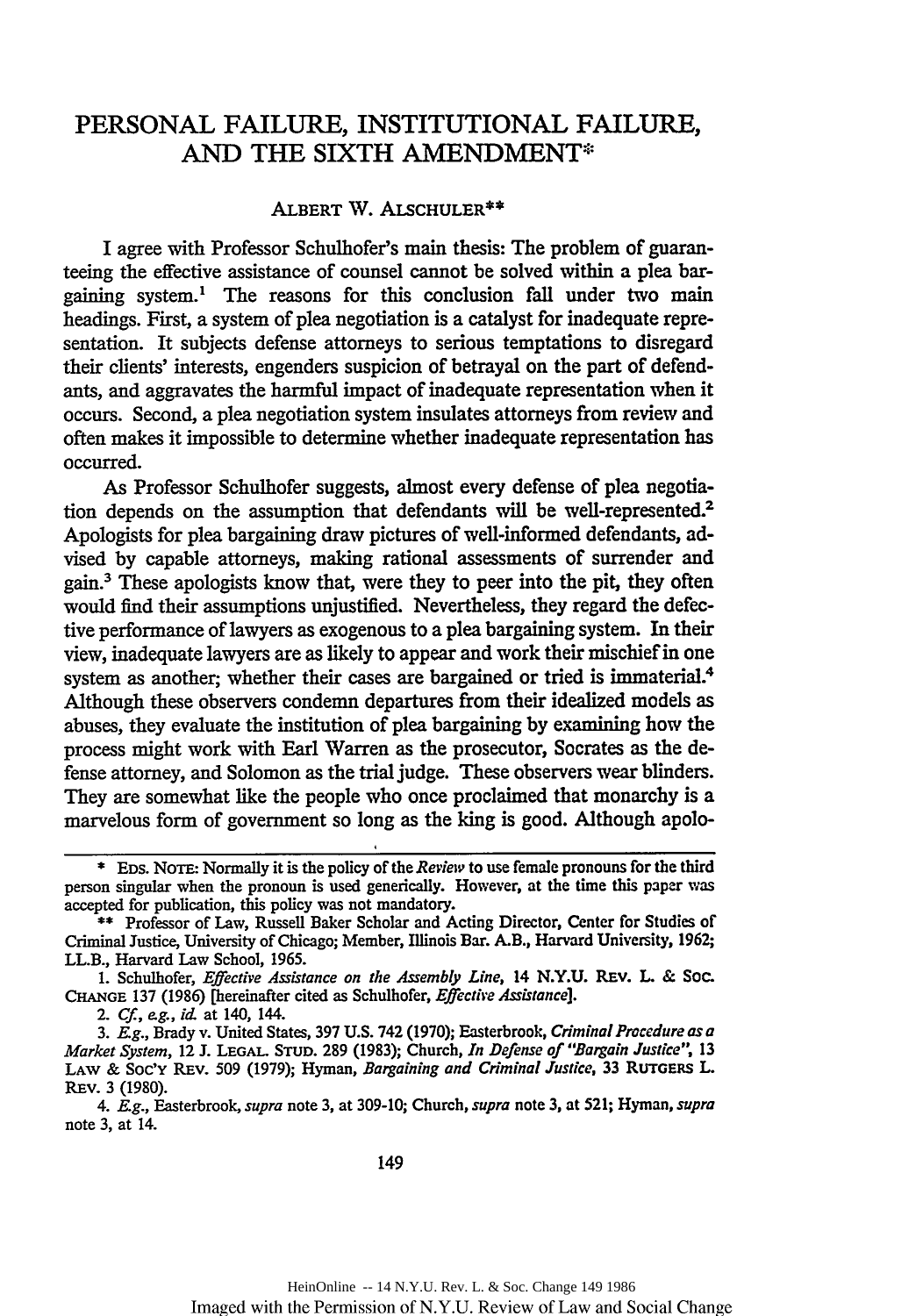# PERSONAL FAILURE, INSTITUTIONAL FAILURE, AND THE SIXTH AMENDMENT*

ALBERT W. ALSCHULER**

I agree with Professor Schulhofer's main thesis: The problem of guaranteeing the effective assistance of counsel cannot be solved within a plea bargaining system.[1] The reasons for this conclusion fall under two main headings. First, a system of plea negotiation is a catalyst for inadequate representation. It subjects defense attorneys to serious temptations to disregard their clients' interests, engenders suspicion of betrayal on the part of defendants, and aggravates the harmful impact of inadequate representation when it occurs. Second, a plea negotiation system insulates attorneys from review and often makes it impossible to determine whether inadequate representation has occurred.

As Professor Schulhofer suggests, almost every defense of plea negotiation depends on the assumption that defendants will be well-represented.[2] Apologists for plea bargaining draw pictures of well-informed defendants, advised by capable attorneys, making rational assessments of surrender and gain.[3] These apologists know that, were they to peer into the pit, they often would find their assumptions unjustified. Nevertheless, they regard the defective performance of lawyers as exogenous to a plea bargaining system. In their view, inadequate lawyers are as likely to appear and work their mischief in one system as another; whether their cases are bargained or tried is immaterial.[4] Although these observers condemn departures from their idealized models as abuses, they evaluate the institution of plea bargaining by examining how the process might work with Earl Warren as the prosecutor, Socrates as the defense attorney, and Solomon as the trial judge. These observers wear blinders. They are somewhat like the people who once proclaimed that monarchy is a marvelous form of government so long as the king is good. Although apolo-

---

\* EDS. NOTE: Normally it is the policy of the *Review* to use female pronouns for the third person singular when the pronoun is used generically. However, at the time this paper was accepted for publication, this policy was not mandatory.

\** Professor of Law, Russell Baker Scholar and Acting Director, Center for Studies of Criminal Justice, University of Chicago; Member, Illinois Bar. A.B., Harvard University, 1962; LL.B., Harvard Law School, 1965.

1. Schulhofer, *Effective Assistance on the Assembly Line*, 14 N.Y.U. REV. L. & SOC. CHANGE 137 (1986) [hereinafter cited as Schulhofer, *Effective Assistance*].

2. *Cf., e.g., id.* at 140, 144.

3. *E.g.*, Brady v. United States, 397 U.S. 742 (1970); Easterbrook, *Criminal Procedure as a Market System*, 12 J. LEGAL STUD. 289 (1983); Church, *In Defense of "Bargain Justice"*, 13 LAW & SOC'Y REV. 509 (1979); Hyman, *Bargaining and Criminal Justice*, 33 RUTGERS L. REV. 3 (1980).

4. *E.g.*, Easterbrook, *supra* note 3, at 309-10; Church, *supra* note 3, at 521; Hyman, *supra* note 3, at 14.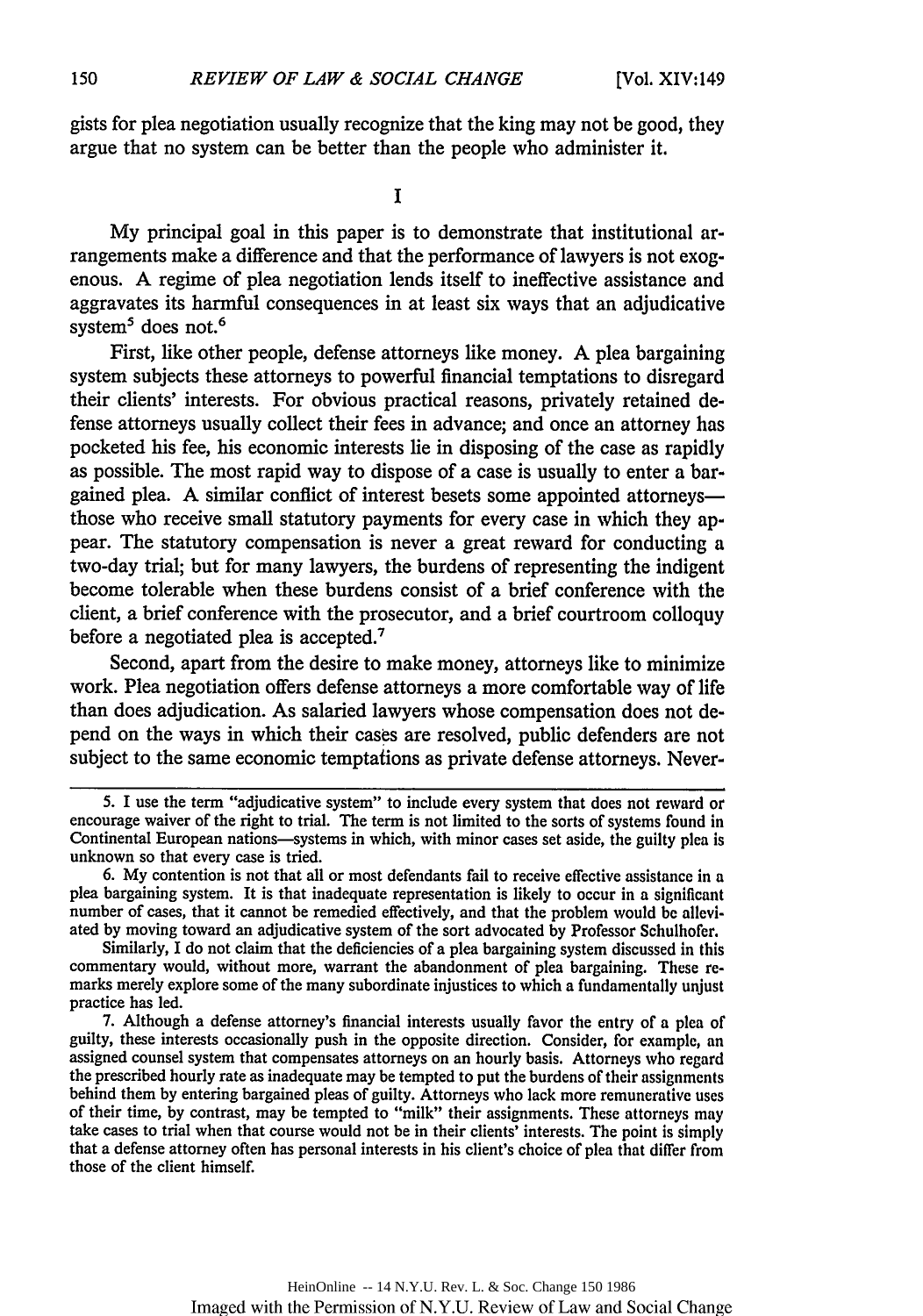gists for plea negotiation usually recognize that the king may not be good, they argue that no system can be better than the people who administer it.

## I

My principal goal in this paper is to demonstrate that institutional arrangements make a difference and that the performance of lawyers is not exogenous. A regime of plea negotiation lends itself to ineffective assistance and aggravates its harmful consequences in at least six ways that an adjudicative system[5] does not.[6]

First, like other people, defense attorneys like money. A plea bargaining system subjects these attorneys to powerful financial temptations to disregard their clients' interests. For obvious practical reasons, privately retained defense attorneys usually collect their fees in advance; and once an attorney has pocketed his fee, his economic interests lie in disposing of the case as rapidly as possible. The most rapid way to dispose of a case is usually to enter a bargained plea. A similar conflict of interest besets some appointed attorneys—those who receive small statutory payments for every case in which they appear. The statutory compensation is never a great reward for conducting a two-day trial; but for many lawyers, the burdens of representing the indigent become tolerable when these burdens consist of a brief conference with the client, a brief conference with the prosecutor, and a brief courtroom colloquy before a negotiated plea is accepted.[7]

Second, apart from the desire to make money, attorneys like to minimize work. Plea negotiation offers defense attorneys a more comfortable way of life than does adjudication. As salaried lawyers whose compensation does not depend on the ways in which their cases are resolved, public defenders are not subject to the same economic temptations as private defense attorneys. Never-

---

5. I use the term "adjudicative system" to include every system that does not reward or encourage waiver of the right to trial. The term is not limited to the sorts of systems found in Continental European nations—systems in which, with minor cases set aside, the guilty plea is unknown so that every case is tried.

6. My contention is not that all or most defendants fail to receive effective assistance in a plea bargaining system. It is that inadequate representation is likely to occur in a significant number of cases, that it cannot be remedied effectively, and that the problem would be alleviated by moving toward an adjudicative system of the sort advocated by Professor Schulhofer.

Similarly, I do not claim that the deficiencies of a plea bargaining system discussed in this commentary would, without more, warrant the abandonment of plea bargaining. These remarks merely explore some of the many subordinate injustices to which a fundamentally unjust practice has led.

7. Although a defense attorney's financial interests usually favor the entry of a plea of guilty, these interests occasionally push in the opposite direction. Consider, for example, an assigned counsel system that compensates attorneys on an hourly basis. Attorneys who regard the prescribed hourly rate as inadequate may be tempted to put the burdens of their assignments behind them by entering bargained pleas of guilty. Attorneys who lack more remunerative uses of their time, by contrast, may be tempted to "milk" their assignments. These attorneys may take cases to trial when that course would not be in their clients' interests. The point is simply that a defense attorney often has personal interests in his client's choice of plea that differ from those of the client himself.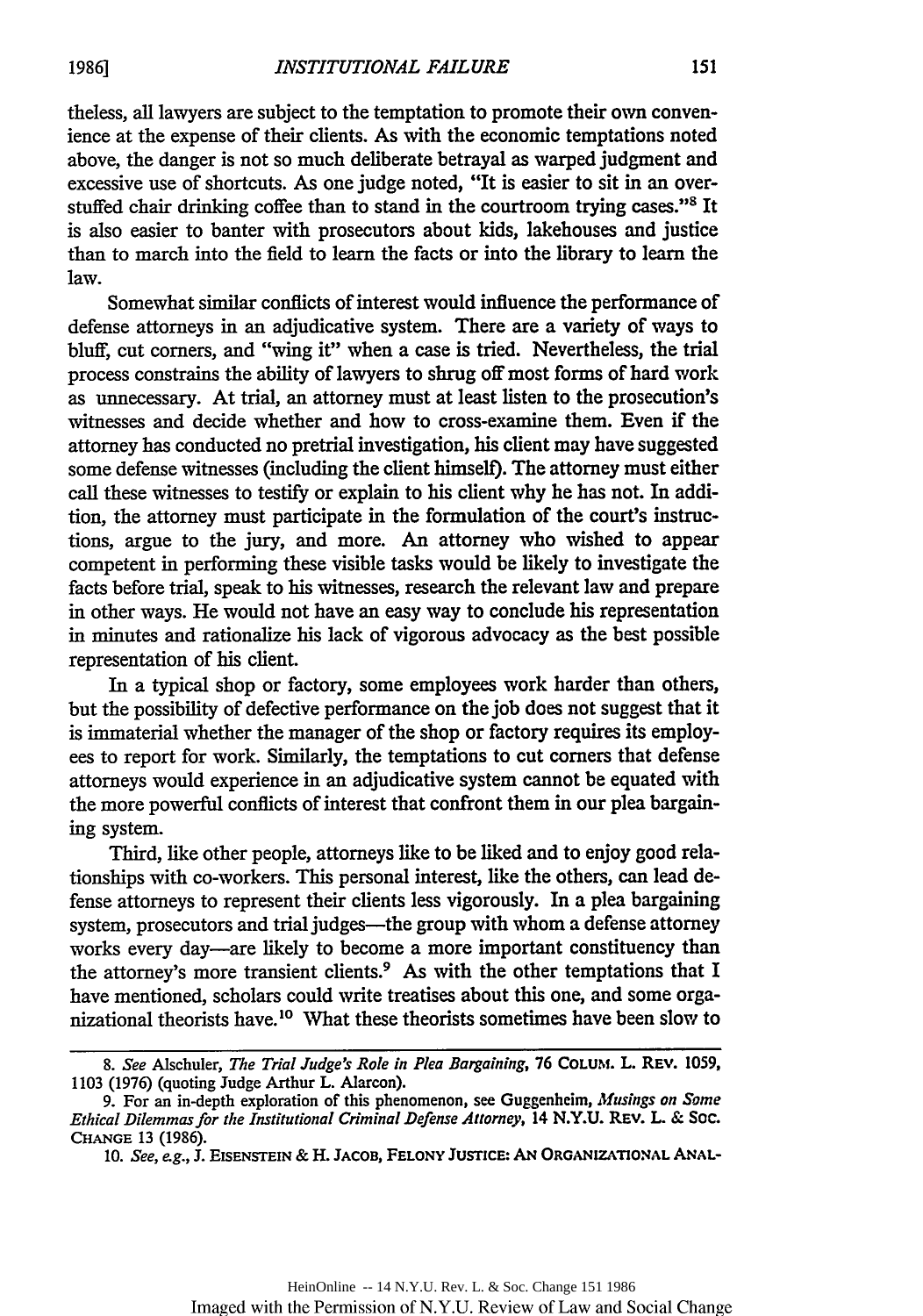theless, all lawyers are subject to the temptation to promote their own convenience at the expense of their clients. As with the economic temptations noted above, the danger is not so much deliberate betrayal as warped judgment and excessive use of shortcuts. As one judge noted, "It is easier to sit in an overstuffed chair drinking coffee than to stand in the courtroom trying cases."[8] It is also easier to banter with prosecutors about kids, lakehouses and justice than to march into the field to learn the facts or into the library to learn the law.

Somewhat similar conflicts of interest would influence the performance of defense attorneys in an adjudicative system. There are a variety of ways to bluff, cut corners, and "wing it" when a case is tried. Nevertheless, the trial process constrains the ability of lawyers to shrug off most forms of hard work as unnecessary. At trial, an attorney must at least listen to the prosecution's witnesses and decide whether and how to cross-examine them. Even if the attorney has conducted no pretrial investigation, his client may have suggested some defense witnesses (including the client himself). The attorney must either call these witnesses to testify or explain to his client why he has not. In addition, the attorney must participate in the formulation of the court's instructions, argue to the jury, and more. An attorney who wished to appear competent in performing these visible tasks would be likely to investigate the facts before trial, speak to his witnesses, research the relevant law and prepare in other ways. He would not have an easy way to conclude his representation in minutes and rationalize his lack of vigorous advocacy as the best possible representation of his client.

In a typical shop or factory, some employees work harder than others, but the possibility of defective performance on the job does not suggest that it is immaterial whether the manager of the shop or factory requires its employees to report for work. Similarly, the temptations to cut corners that defense attorneys would experience in an adjudicative system cannot be equated with the more powerful conflicts of interest that confront them in our plea bargaining system.

Third, like other people, attorneys like to be liked and to enjoy good relationships with co-workers. This personal interest, like the others, can lead defense attorneys to represent their clients less vigorously. In a plea bargaining system, prosecutors and trial judges—the group with whom a defense attorney works every day—are likely to become a more important constituency than the attorney's more transient clients.[9] As with the other temptations that I have mentioned, scholars could write treatises about this one, and some organizational theorists have.[10] What these theorists sometimes have been slow to

---

8. *See* Alschuler, *The Trial Judge's Role in Plea Bargaining*, 76 COLUM. L. REV. 1059, 1103 (1976) (quoting Judge Arthur L. Alarcon).

9. For an in-depth exploration of this phenomenon, see Guggenheim, *Musings on Some Ethical Dilemmas for the Institutional Criminal Defense Attorney*, 14 N.Y.U. REV. L. & SOC. CHANGE 13 (1986).

10. *See, e.g.*, J. EISENSTEIN & H. JACOB, FELONY JUSTICE: AN ORGANIZATIONAL ANAL-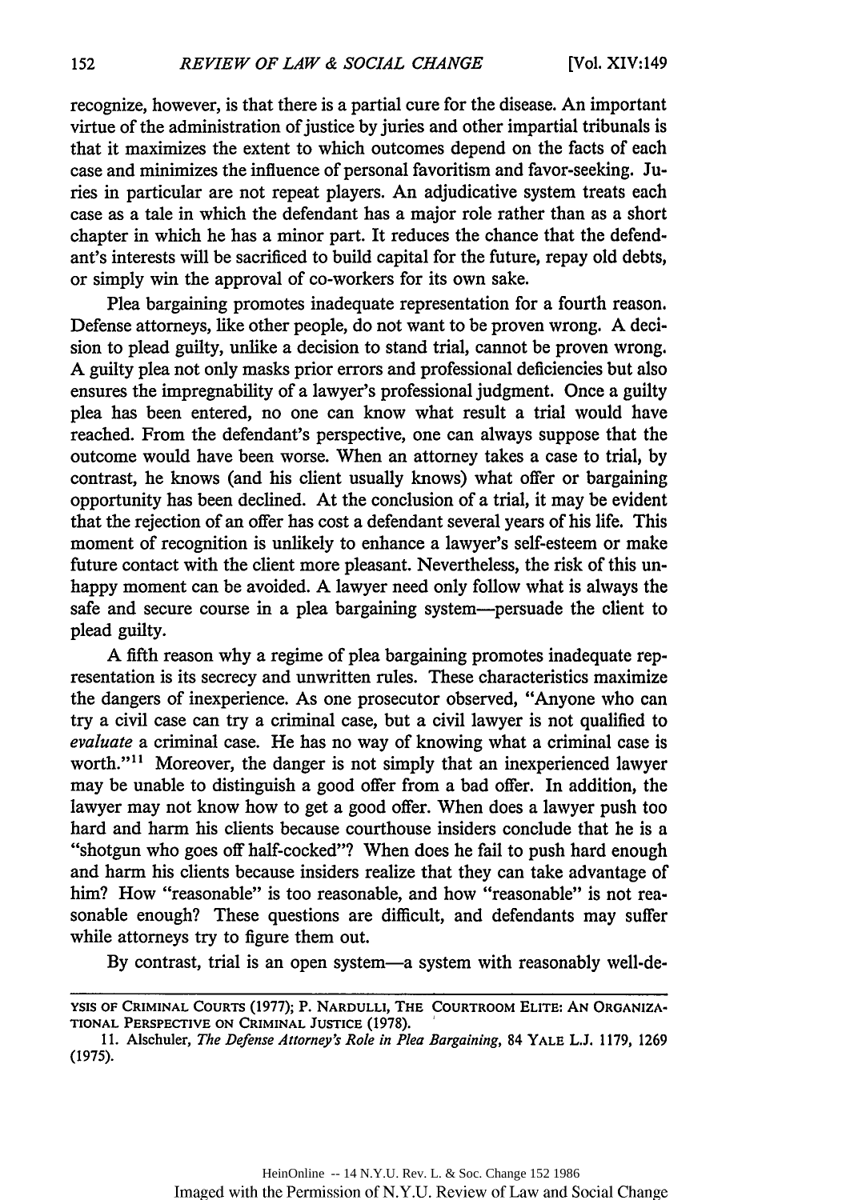recognize, however, is that there is a partial cure for the disease. An important virtue of the administration of justice by juries and other impartial tribunals is that it maximizes the extent to which outcomes depend on the facts of each case and minimizes the influence of personal favoritism and favor-seeking. Juries in particular are not repeat players. An adjudicative system treats each case as a tale in which the defendant has a major role rather than as a short chapter in which he has a minor part. It reduces the chance that the defendant's interests will be sacrificed to build capital for the future, repay old debts, or simply win the approval of co-workers for its own sake.

Plea bargaining promotes inadequate representation for a fourth reason. Defense attorneys, like other people, do not want to be proven wrong. A decision to plead guilty, unlike a decision to stand trial, cannot be proven wrong. A guilty plea not only masks prior errors and professional deficiencies but also ensures the impregnability of a lawyer's professional judgment. Once a guilty plea has been entered, no one can know what result a trial would have reached. From the defendant's perspective, one can always suppose that the outcome would have been worse. When an attorney takes a case to trial, by contrast, he knows (and his client usually knows) what offer or bargaining opportunity has been declined. At the conclusion of a trial, it may be evident that the rejection of an offer has cost a defendant several years of his life. This moment of recognition is unlikely to enhance a lawyer's self-esteem or make future contact with the client more pleasant. Nevertheless, the risk of this unhappy moment can be avoided. A lawyer need only follow what is always the safe and secure course in a plea bargaining system—persuade the client to plead guilty.

A fifth reason why a regime of plea bargaining promotes inadequate representation is its secrecy and unwritten rules. These characteristics maximize the dangers of inexperience. As one prosecutor observed, "Anyone who can try a civil case can try a criminal case, but a civil lawyer is not qualified to *evaluate* a criminal case. He has no way of knowing what a criminal case is worth."[11] Moreover, the danger is not simply that an inexperienced lawyer may be unable to distinguish a good offer from a bad offer. In addition, the lawyer may not know how to get a good offer. When does a lawyer push too hard and harm his clients because courthouse insiders conclude that he is a "shotgun who goes off half-cocked"? When does he fail to push hard enough and harm his clients because insiders realize that they can take advantage of him? How "reasonable" is too reasonable, and how "reasonable" is not reasonable enough? These questions are difficult, and defendants may suffer while attorneys try to figure them out.

By contrast, trial is an open system—a system with reasonably well-de-

---

YSIS OF CRIMINAL COURTS (1977); P. NARDULLI, THE COURTROOM ELITE: AN ORGANIZATIONAL PERSPECTIVE ON CRIMINAL JUSTICE (1978).

11. Alschuler, *The Defense Attorney's Role in Plea Bargaining*, 84 YALE L.J. 1179, 1269 (1975).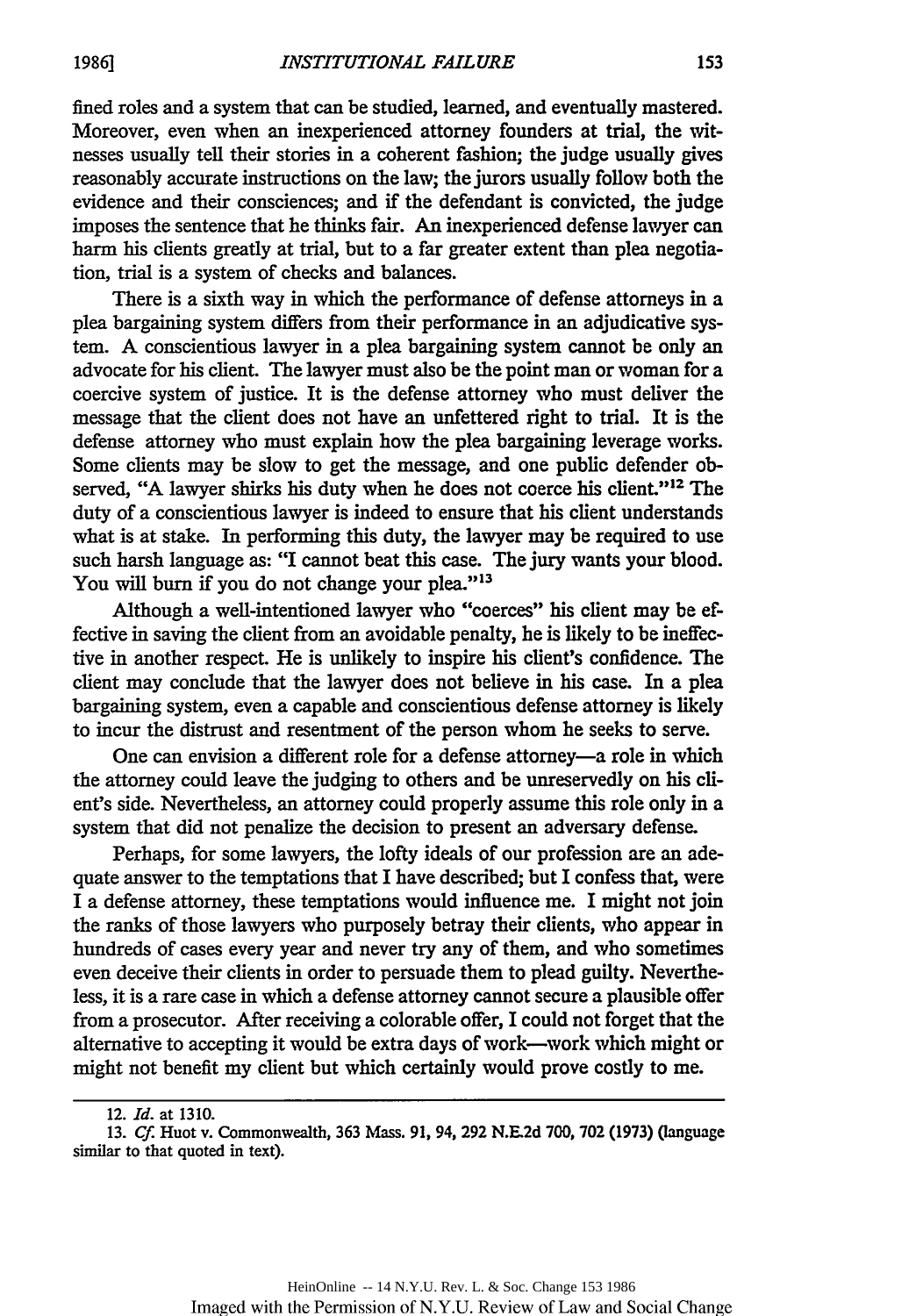fined roles and a system that can be studied, learned, and eventually mastered. Moreover, even when an inexperienced attorney founders at trial, the witnesses usually tell their stories in a coherent fashion; the judge usually gives reasonably accurate instructions on the law; the jurors usually follow both the evidence and their consciences; and if the defendant is convicted, the judge imposes the sentence that he thinks fair. An inexperienced defense lawyer can harm his clients greatly at trial, but to a far greater extent than plea negotiation, trial is a system of checks and balances.

There is a sixth way in which the performance of defense attorneys in a plea bargaining system differs from their performance in an adjudicative system. A conscientious lawyer in a plea bargaining system cannot be only an advocate for his client. The lawyer must also be the point man or woman for a coercive system of justice. It is the defense attorney who must deliver the message that the client does not have an unfettered right to trial. It is the defense attorney who must explain how the plea bargaining leverage works. Some clients may be slow to get the message, and one public defender observed, "A lawyer shirks his duty when he does not coerce his client."[12] The duty of a conscientious lawyer is indeed to ensure that his client understands what is at stake. In performing this duty, the lawyer may be required to use such harsh language as: "I cannot beat this case. The jury wants your blood. You will burn if you do not change your plea."[13]

Although a well-intentioned lawyer who "coerces" his client may be effective in saving the client from an avoidable penalty, he is likely to be ineffective in another respect. He is unlikely to inspire his client's confidence. The client may conclude that the lawyer does not believe in his case. In a plea bargaining system, even a capable and conscientious defense attorney is likely to incur the distrust and resentment of the person whom he seeks to serve.

One can envision a different role for a defense attorney—a role in which the attorney could leave the judging to others and be unreservedly on his client's side. Nevertheless, an attorney could properly assume this role only in a system that did not penalize the decision to present an adversary defense.

Perhaps, for some lawyers, the lofty ideals of our profession are an adequate answer to the temptations that I have described; but I confess that, were I a defense attorney, these temptations would influence me. I might not join the ranks of those lawyers who purposely betray their clients, who appear in hundreds of cases every year and never try any of them, and who sometimes even deceive their clients in order to persuade them to plead guilty. Nevertheless, it is a rare case in which a defense attorney cannot secure a plausible offer from a prosecutor. After receiving a colorable offer, I could not forget that the alternative to accepting it would be extra days of work—work which might or might not benefit my client but which certainly would prove costly to me.

---

12. *Id.* at 1310.

13. *Cf.* Huot v. Commonwealth, 363 Mass. 91, 94, 292 N.E.2d 700, 702 (1973) (language similar to that quoted in text).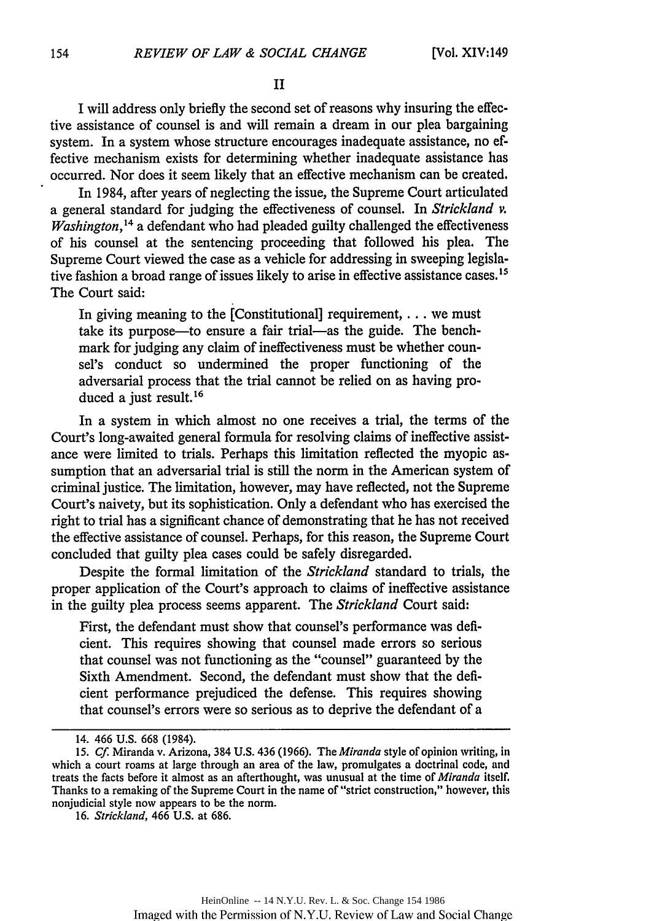## II

I will address only briefly the second set of reasons why insuring the effective assistance of counsel is and will remain a dream in our plea bargaining system. In a system whose structure encourages inadequate assistance, no effective mechanism exists for determining whether inadequate assistance has occurred. Nor does it seem likely that an effective mechanism can be created.

In 1984, after years of neglecting the issue, the Supreme Court articulated a general standard for judging the effectiveness of counsel. In *Strickland v. Washington*,[14] a defendant who had pleaded guilty challenged the effectiveness of his counsel at the sentencing proceeding that followed his plea. The Supreme Court viewed the case as a vehicle for addressing in sweeping legislative fashion a broad range of issues likely to arise in effective assistance cases.[15] The Court said:

> In giving meaning to the [Constitutional] requirement, . . . we must take its purpose—to ensure a fair trial—as the guide. The benchmark for judging any claim of ineffectiveness must be whether counsel's conduct so undermined the proper functioning of the adversarial process that the trial cannot be relied on as having produced a just result.[16]

In a system in which almost no one receives a trial, the terms of the Court's long-awaited general formula for resolving claims of ineffective assistance were limited to trials. Perhaps this limitation reflected the myopic assumption that an adversarial trial is still the norm in the American system of criminal justice. The limitation, however, may have reflected, not the Supreme Court's naivety, but its sophistication. Only a defendant who has exercised the right to trial has a significant chance of demonstrating that he has not received the effective assistance of counsel. Perhaps, for this reason, the Supreme Court concluded that guilty plea cases could be safely disregarded.

Despite the formal limitation of the *Strickland* standard to trials, the proper application of the Court's approach to claims of ineffective assistance in the guilty plea process seems apparent. The *Strickland* Court said:

> First, the defendant must show that counsel's performance was deficient. This requires showing that counsel made errors so serious that counsel was not functioning as the "counsel" guaranteed by the Sixth Amendment. Second, the defendant must show that the deficient performance prejudiced the defense. This requires showing that counsel's errors were so serious as to deprive the defendant of a

---

14. 466 U.S. 668 (1984).

15. *Cf.* Miranda v. Arizona, 384 U.S. 436 (1966). The *Miranda* style of opinion writing, in which a court roams at large through an area of the law, promulgates a doctrinal code, and treats the facts before it almost as an afterthought, was unusual at the time of *Miranda* itself. Thanks to a remaking of the Supreme Court in the name of "strict construction," however, this nonjudicial style now appears to be the norm.

16. *Strickland*, 466 U.S. at 686.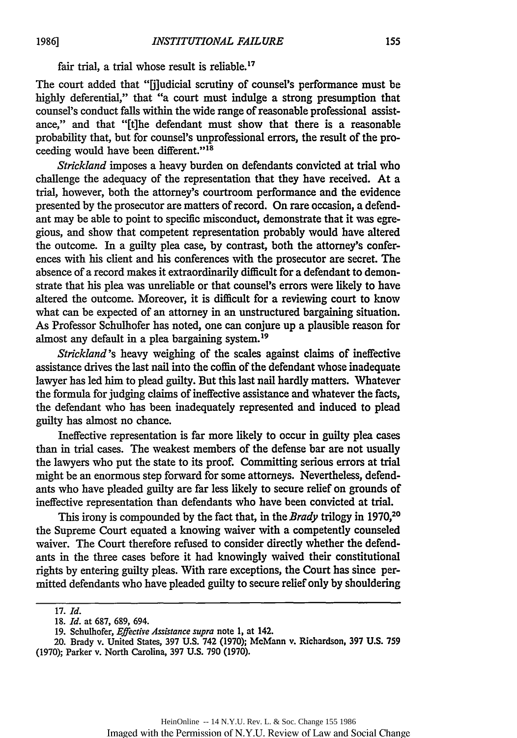fair trial, a trial whose result is reliable.[17]

The court added that "[j]udicial scrutiny of counsel's performance must be highly deferential," that "a court must indulge a strong presumption that counsel's conduct falls within the wide range of reasonable professional assistance," and that "[t]he defendant must show that there is a reasonable probability that, but for counsel's unprofessional errors, the result of the proceeding would have been different."[18]

*Strickland* imposes a heavy burden on defendants convicted at trial who challenge the adequacy of the representation that they have received. At a trial, however, both the attorney's courtroom performance and the evidence presented by the prosecutor are matters of record. On rare occasion, a defendant may be able to point to specific misconduct, demonstrate that it was egregious, and show that competent representation probably would have altered the outcome. In a guilty plea case, by contrast, both the attorney's conferences with his client and his conferences with the prosecutor are secret. The absence of a record makes it extraordinarily difficult for a defendant to demonstrate that his plea was unreliable or that counsel's errors were likely to have altered the outcome. Moreover, it is difficult for a reviewing court to know what can be expected of an attorney in an unstructured bargaining situation. As Professor Schulhofer has noted, one can conjure up a plausible reason for almost any default in a plea bargaining system.[19]

*Strickland*'s heavy weighing of the scales against claims of ineffective assistance drives the last nail into the coffin of the defendant whose inadequate lawyer has led him to plead guilty. But this last nail hardly matters. Whatever the formula for judging claims of ineffective assistance and whatever the facts, the defendant who has been inadequately represented and induced to plead guilty has almost no chance.

Ineffective representation is far more likely to occur in guilty plea cases than in trial cases. The weakest members of the defense bar are not usually the lawyers who put the state to its proof. Committing serious errors at trial might be an enormous step forward for some attorneys. Nevertheless, defendants who have pleaded guilty are far less likely to secure relief on grounds of ineffective representation than defendants who have been convicted at trial.

This irony is compounded by the fact that, in the *Brady* trilogy in 1970,[20] the Supreme Court equated a knowing waiver with a competently counseled waiver. The Court therefore refused to consider directly whether the defendants in the three cases before it had knowingly waived their constitutional rights by entering guilty pleas. With rare exceptions, the Court has since permitted defendants who have pleaded guilty to secure relief only by shouldering

---

17. *Id.*

18. *Id.* at 687, 689, 694.

19. Schulhofer, *Effective Assistance supra* note 1, at 142.

20. Brady v. United States, 397 U.S. 742 (1970); McMann v. Richardson, 397 U.S. 759 (1970); Parker v. North Carolina, 397 U.S. 790 (1970).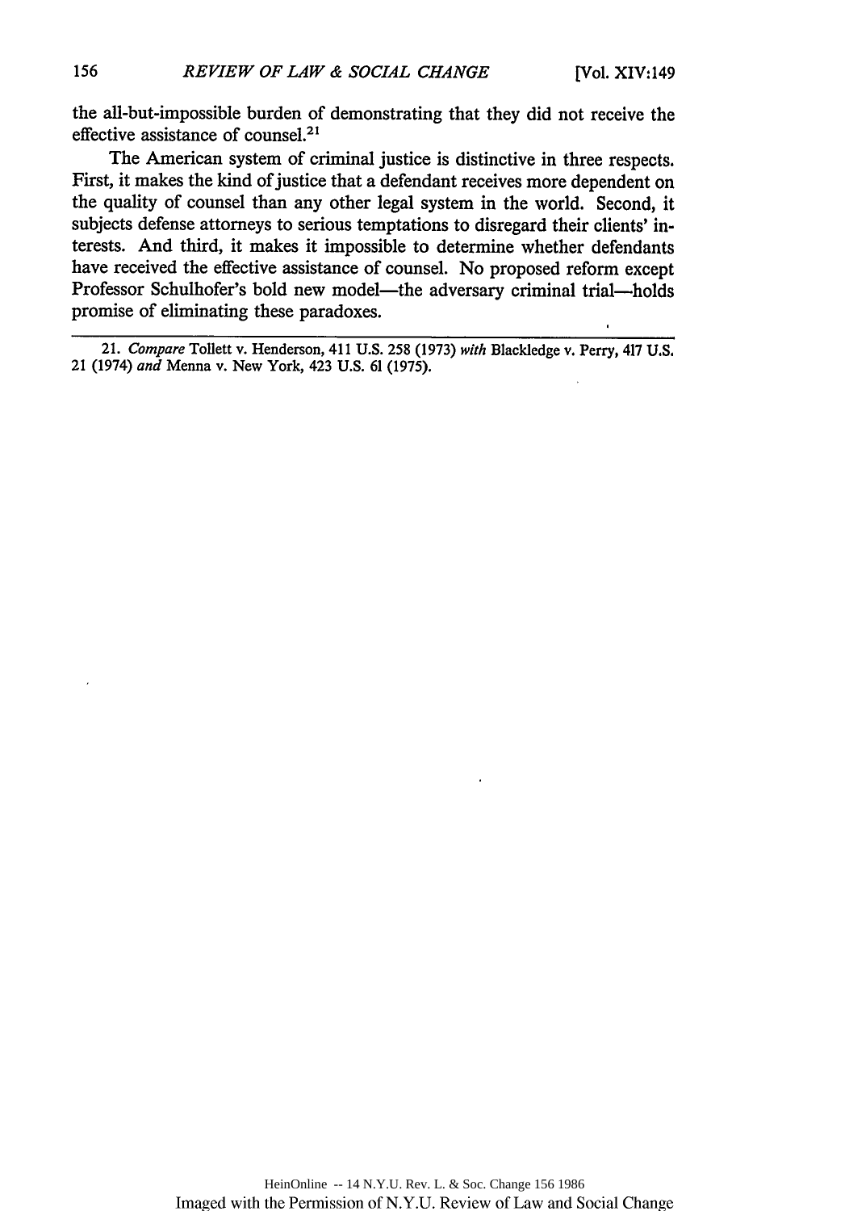the all-but-impossible burden of demonstrating that they did not receive the effective assistance of counsel.[21]

The American system of criminal justice is distinctive in three respects. First, it makes the kind of justice that a defendant receives more dependent on the quality of counsel than any other legal system in the world. Second, it subjects defense attorneys to serious temptations to disregard their clients' interests. And third, it makes it impossible to determine whether defendants have received the effective assistance of counsel. No proposed reform except Professor Schulhofer's bold new model—the adversary criminal trial—holds promise of eliminating these paradoxes.

---

21. *Compare* Tollett v. Henderson, 411 U.S. 258 (1973) *with* Blackledge v. Perry, 417 U.S. 21 (1974) *and* Menna v. New York, 423 U.S. 61 (1975).